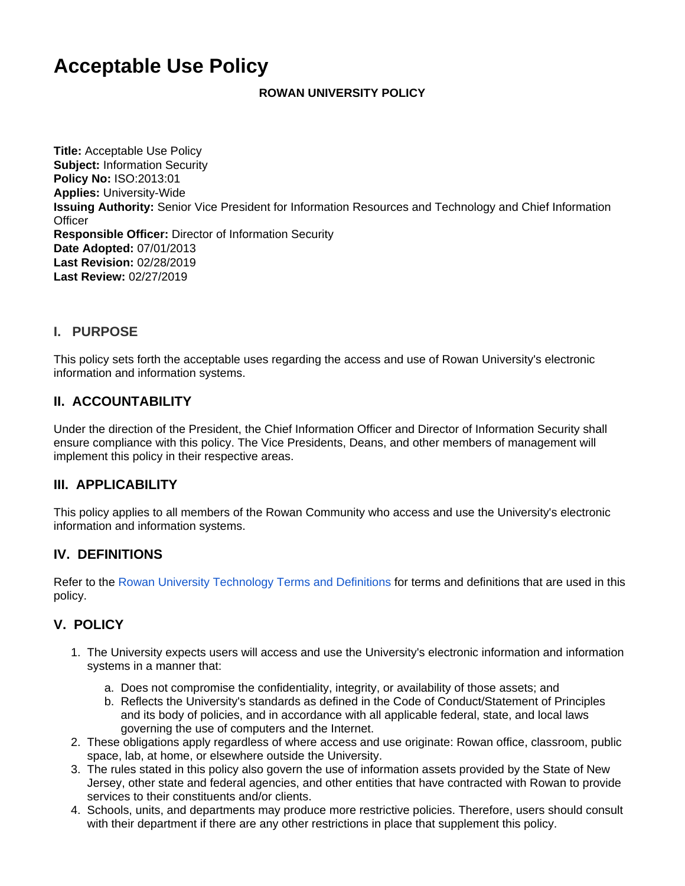# Acceptable Use Policy

**ROWAN UNIVERSITY POLICY**

**Title:** Acceptable Use Policy
**Subject:** Information Security
**Policy No:** ISO:2013:01
**Applies:** University-Wide
**Issuing Authority:** Senior Vice President for Information Resources and Technology and Chief Information Officer
**Responsible Officer:** Director of Information Security
**Date Adopted:** 07/01/2013
**Last Revision:** 02/28/2019
**Last Review:** 02/27/2019

## I. PURPOSE

This policy sets forth the acceptable uses regarding the access and use of Rowan University's electronic information and information systems.

## II. ACCOUNTABILITY

Under the direction of the President, the Chief Information Officer and Director of Information Security shall ensure compliance with this policy. The Vice Presidents, Deans, and other members of management will implement this policy in their respective areas.

## III. APPLICABILITY

This policy applies to all members of the Rowan Community who access and use the University's electronic information and information systems.

## IV. DEFINITIONS

Refer to the Rowan University Technology Terms and Definitions for terms and definitions that are used in this policy.

## V. POLICY

1. The University expects users will access and use the University's electronic information and information systems in a manner that:
   a. Does not compromise the confidentiality, integrity, or availability of those assets; and
   b. Reflects the University's standards as defined in the Code of Conduct/Statement of Principles and its body of policies, and in accordance with all applicable federal, state, and local laws governing the use of computers and the Internet.
2. These obligations apply regardless of where access and use originate: Rowan office, classroom, public space, lab, at home, or elsewhere outside the University.
3. The rules stated in this policy also govern the use of information assets provided by the State of New Jersey, other state and federal agencies, and other entities that have contracted with Rowan to provide services to their constituents and/or clients.
4. Schools, units, and departments may produce more restrictive policies. Therefore, users should consult with their department if there are any other restrictions in place that supplement this policy.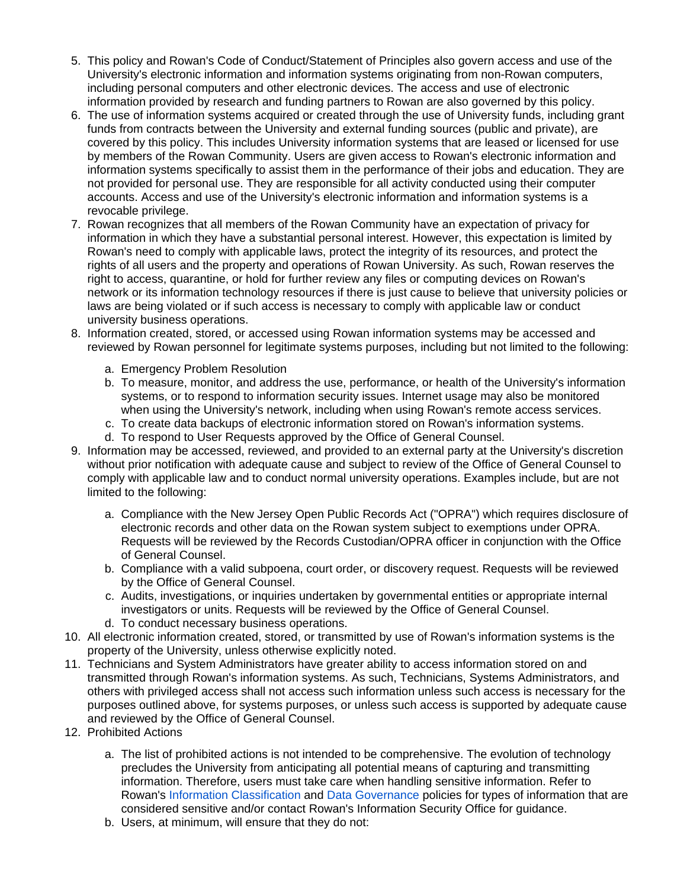5. This policy and Rowan's Code of Conduct/Statement of Principles also govern access and use of the University's electronic information and information systems originating from non-Rowan computers, including personal computers and other electronic devices. The access and use of electronic information provided by research and funding partners to Rowan are also governed by this policy.
6. The use of information systems acquired or created through the use of University funds, including grant funds from contracts between the University and external funding sources (public and private), are covered by this policy. This includes University information systems that are leased or licensed for use by members of the Rowan Community. Users are given access to Rowan's electronic information and information systems specifically to assist them in the performance of their jobs and education. They are not provided for personal use. They are responsible for all activity conducted using their computer accounts. Access and use of the University's electronic information and information systems is a revocable privilege.
7. Rowan recognizes that all members of the Rowan Community have an expectation of privacy for information in which they have a substantial personal interest. However, this expectation is limited by Rowan's need to comply with applicable laws, protect the integrity of its resources, and protect the rights of all users and the property and operations of Rowan University. As such, Rowan reserves the right to access, quarantine, or hold for further review any files or computing devices on Rowan's network or its information technology resources if there is just cause to believe that university policies or laws are being violated or if such access is necessary to comply with applicable law or conduct university business operations.
8. Information created, stored, or accessed using Rowan information systems may be accessed and reviewed by Rowan personnel for legitimate systems purposes, including but not limited to the following:
   a. Emergency Problem Resolution
   b. To measure, monitor, and address the use, performance, or health of the University's information systems, or to respond to information security issues. Internet usage may also be monitored when using the University's network, including when using Rowan's remote access services.
   c. To create data backups of electronic information stored on Rowan's information systems.
   d. To respond to User Requests approved by the Office of General Counsel.
9. Information may be accessed, reviewed, and provided to an external party at the University's discretion without prior notification with adequate cause and subject to review of the Office of General Counsel to comply with applicable law and to conduct normal university operations. Examples include, but are not limited to the following:
   a. Compliance with the New Jersey Open Public Records Act ("OPRA") which requires disclosure of electronic records and other data on the Rowan system subject to exemptions under OPRA. Requests will be reviewed by the Records Custodian/OPRA officer in conjunction with the Office of General Counsel.
   b. Compliance with a valid subpoena, court order, or discovery request. Requests will be reviewed by the Office of General Counsel.
   c. Audits, investigations, or inquiries undertaken by governmental entities or appropriate internal investigators or units. Requests will be reviewed by the Office of General Counsel.
   d. To conduct necessary business operations.
10. All electronic information created, stored, or transmitted by use of Rowan's information systems is the property of the University, unless otherwise explicitly noted.
11. Technicians and System Administrators have greater ability to access information stored on and transmitted through Rowan's information systems. As such, Technicians, Systems Administrators, and others with privileged access shall not access such information unless such access is necessary for the purposes outlined above, for systems purposes, or unless such access is supported by adequate cause and reviewed by the Office of General Counsel.
12. Prohibited Actions
   a. The list of prohibited actions is not intended to be comprehensive. The evolution of technology precludes the University from anticipating all potential means of capturing and transmitting information. Therefore, users must take care when handling sensitive information. Refer to Rowan's Information Classification and Data Governance policies for types of information that are considered sensitive and/or contact Rowan's Information Security Office for guidance.
   b. Users, at minimum, will ensure that they do not: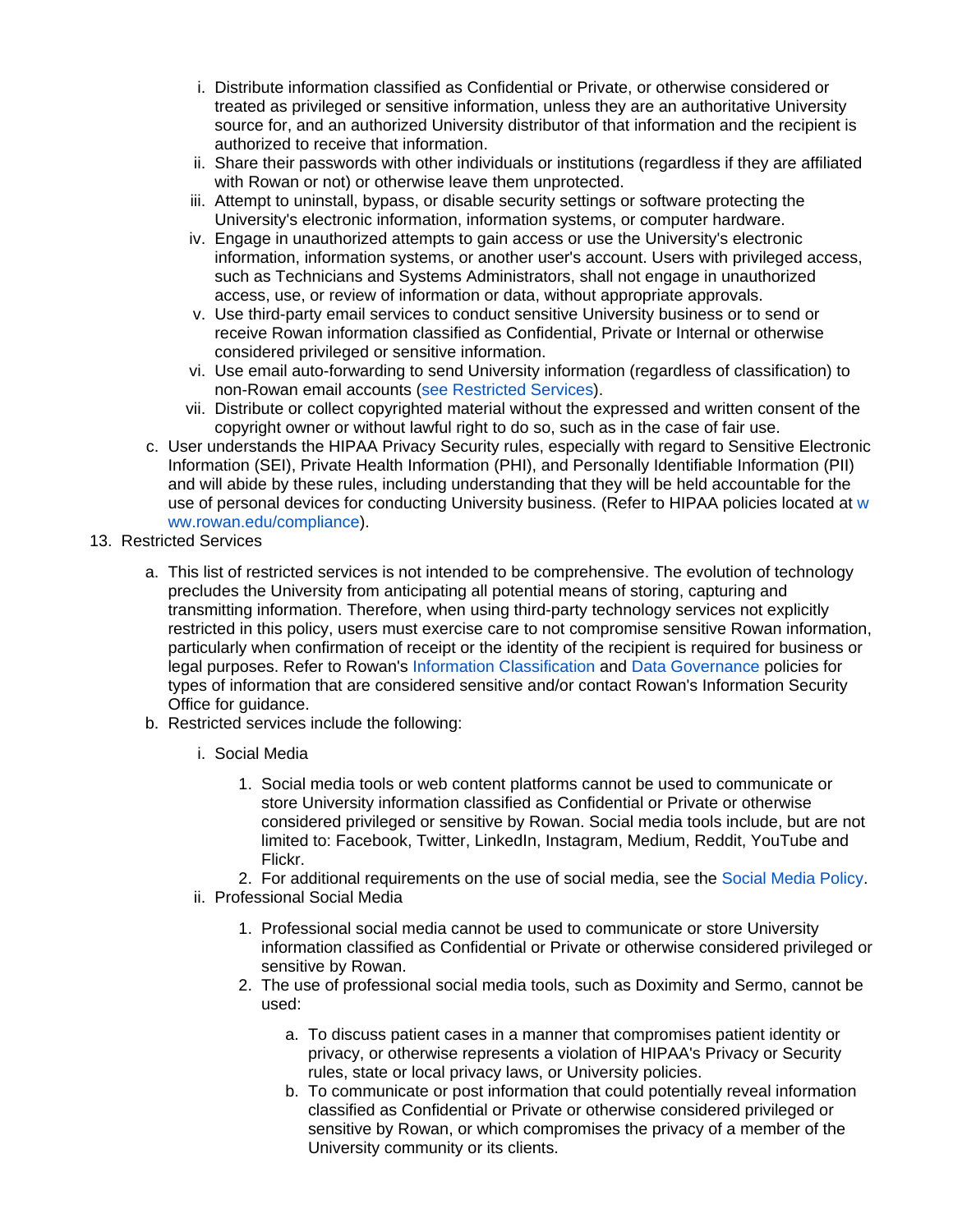i. Distribute information classified as Confidential or Private, or otherwise considered or treated as privileged or sensitive information, unless they are an authoritative University source for, and an authorized University distributor of that information and the recipient is authorized to receive that information.
   ii. Share their passwords with other individuals or institutions (regardless if they are affiliated with Rowan or not) or otherwise leave them unprotected.
   iii. Attempt to uninstall, bypass, or disable security settings or software protecting the University's electronic information, information systems, or computer hardware.
   iv. Engage in unauthorized attempts to gain access or use the University's electronic information, information systems, or another user's account. Users with privileged access, such as Technicians and Systems Administrators, shall not engage in unauthorized access, use, or review of information or data, without appropriate approvals.
   v. Use third-party email services to conduct sensitive University business or to send or receive Rowan information classified as Confidential, Private or Internal or otherwise considered privileged or sensitive information.
   vi. Use email auto-forwarding to send University information (regardless of classification) to non-Rowan email accounts (see Restricted Services).
   vii. Distribute or collect copyrighted material without the expressed and written consent of the copyright owner or without lawful right to do so, such as in the case of fair use.

c. User understands the HIPAA Privacy Security rules, especially with regard to Sensitive Electronic Information (SEI), Private Health Information (PHI), and Personally Identifiable Information (PII) and will abide by these rules, including understanding that they will be held accountable for the use of personal devices for conducting University business. (Refer to HIPAA policies located at www.rowan.edu/compliance).

13. Restricted Services

   a. This list of restricted services is not intended to be comprehensive. The evolution of technology precludes the University from anticipating all potential means of storing, capturing and transmitting information. Therefore, when using third-party technology services not explicitly restricted in this policy, users must exercise care to not compromise sensitive Rowan information, particularly when confirmation of receipt or the identity of the recipient is required for business or legal purposes. Refer to Rowan's Information Classification and Data Governance policies for types of information that are considered sensitive and/or contact Rowan's Information Security Office for guidance.
   b. Restricted services include the following:

      i. Social Media

         1. Social media tools or web content platforms cannot be used to communicate or store University information classified as Confidential or Private or otherwise considered privileged or sensitive by Rowan. Social media tools include, but are not limited to: Facebook, Twitter, LinkedIn, Instagram, Medium, Reddit, YouTube and Flickr.
         2. For additional requirements on the use of social media, see the Social Media Policy.

      ii. Professional Social Media

         1. Professional social media cannot be used to communicate or store University information classified as Confidential or Private or otherwise considered privileged or sensitive by Rowan.
         2. The use of professional social media tools, such as Doximity and Sermo, cannot be used:

            a. To discuss patient cases in a manner that compromises patient identity or privacy, or otherwise represents a violation of HIPAA's Privacy or Security rules, state or local privacy laws, or University policies.
            b. To communicate or post information that could potentially reveal information classified as Confidential or Private or otherwise considered privileged or sensitive by Rowan, or which compromises the privacy of a member of the University community or its clients.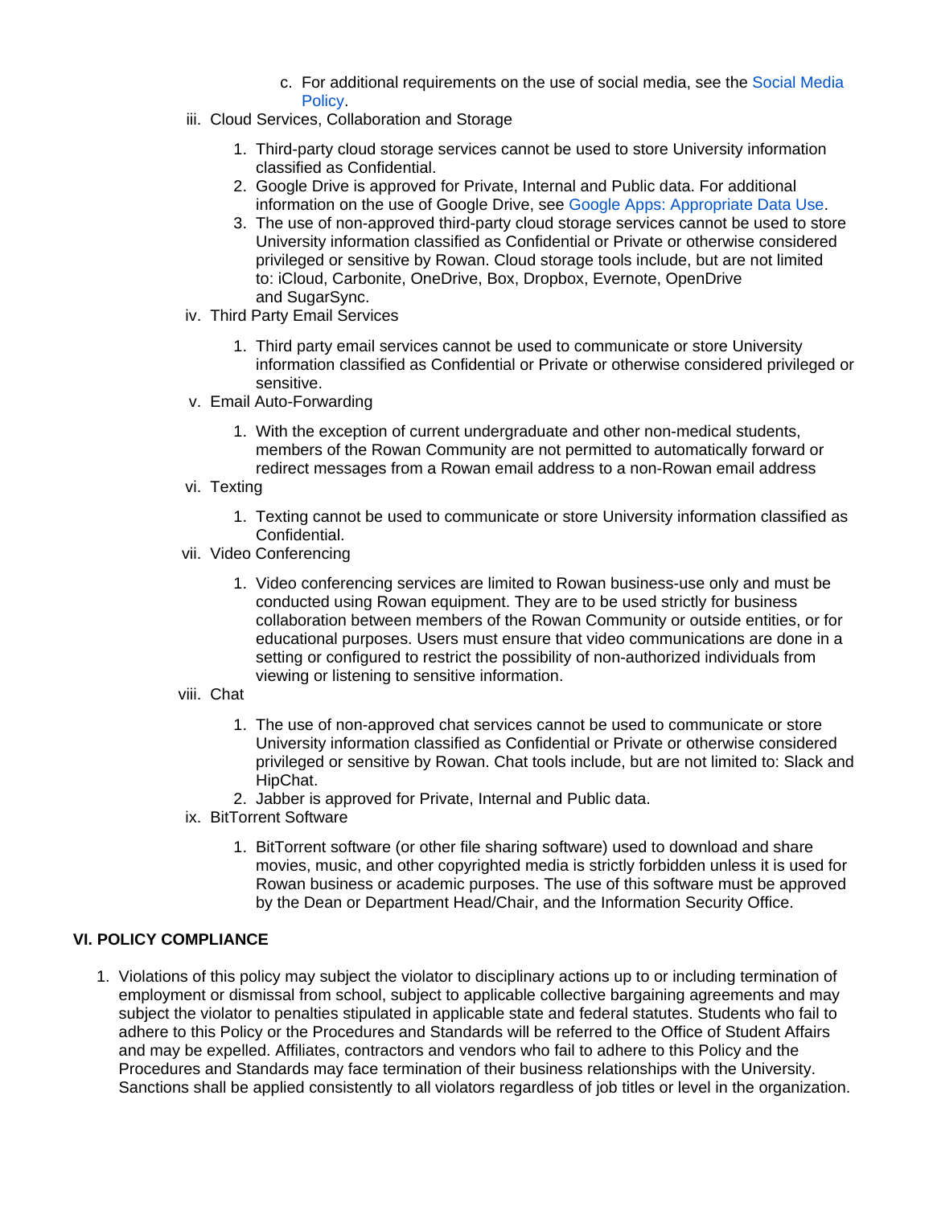c. For additional requirements on the use of social media, see the Social Media Policy.

iii. Cloud Services, Collaboration and Storage

1. Third-party cloud storage services cannot be used to store University information classified as Confidential.
2. Google Drive is approved for Private, Internal and Public data. For additional information on the use of Google Drive, see Google Apps: Appropriate Data Use.
3. The use of non-approved third-party cloud storage services cannot be used to store University information classified as Confidential or Private or otherwise considered privileged or sensitive by Rowan. Cloud storage tools include, but are not limited to: iCloud, Carbonite, OneDrive, Box, Dropbox, Evernote, OpenDrive and SugarSync.

iv. Third Party Email Services

1. Third party email services cannot be used to communicate or store University information classified as Confidential or Private or otherwise considered privileged or sensitive.

v. Email Auto-Forwarding

1. With the exception of current undergraduate and other non-medical students, members of the Rowan Community are not permitted to automatically forward or redirect messages from a Rowan email address to a non-Rowan email address

vi. Texting

1. Texting cannot be used to communicate or store University information classified as Confidential.

vii. Video Conferencing

1. Video conferencing services are limited to Rowan business-use only and must be conducted using Rowan equipment. They are to be used strictly for business collaboration between members of the Rowan Community or outside entities, or for educational purposes. Users must ensure that video communications are done in a setting or configured to restrict the possibility of non-authorized individuals from viewing or listening to sensitive information.

viii. Chat

1. The use of non-approved chat services cannot be used to communicate or store University information classified as Confidential or Private or otherwise considered privileged or sensitive by Rowan. Chat tools include, but are not limited to: Slack and HipChat.
2. Jabber is approved for Private, Internal and Public data.

ix. BitTorrent Software

1. BitTorrent software (or other file sharing software) used to download and share movies, music, and other copyrighted media is strictly forbidden unless it is used for Rowan business or academic purposes. The use of this software must be approved by the Dean or Department Head/Chair, and the Information Security Office.

## VI. POLICY COMPLIANCE

1. Violations of this policy may subject the violator to disciplinary actions up to or including termination of employment or dismissal from school, subject to applicable collective bargaining agreements and may subject the violator to penalties stipulated in applicable state and federal statutes. Students who fail to adhere to this Policy or the Procedures and Standards will be referred to the Office of Student Affairs and may be expelled. Affiliates, contractors and vendors who fail to adhere to this Policy and the Procedures and Standards may face termination of their business relationships with the University. Sanctions shall be applied consistently to all violators regardless of job titles or level in the organization.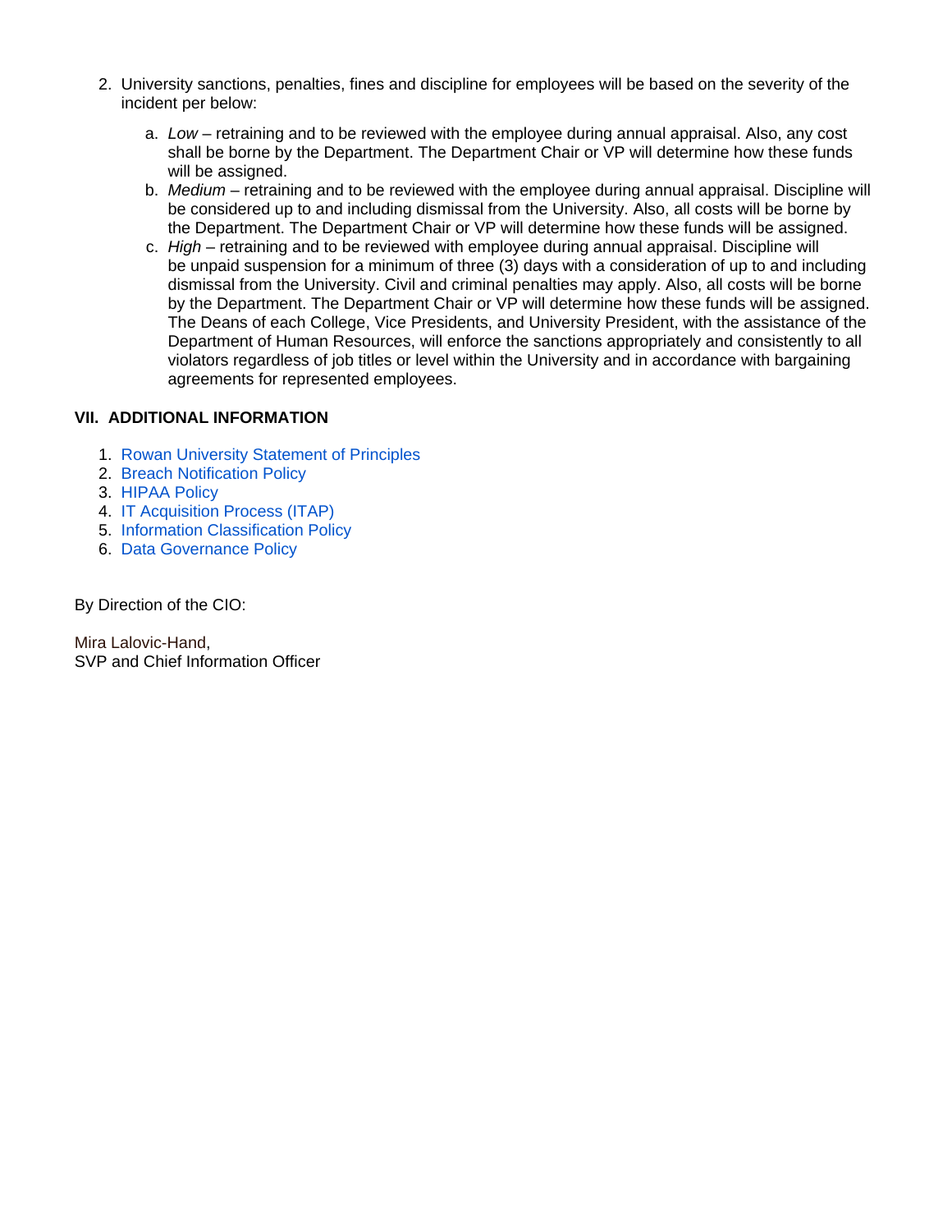2. University sanctions, penalties, fines and discipline for employees will be based on the severity of the incident per below:

    a. *Low* – retraining and to be reviewed with the employee during annual appraisal. Also, any cost shall be borne by the Department. The Department Chair or VP will determine how these funds will be assigned.
    b. *Medium* – retraining and to be reviewed with the employee during annual appraisal. Discipline will be considered up to and including dismissal from the University. Also, all costs will be borne by the Department. The Department Chair or VP will determine how these funds will be assigned.
    c. *High* – retraining and to be reviewed with employee during annual appraisal. Discipline will be unpaid suspension for a minimum of three (3) days with a consideration of up to and including dismissal from the University. Civil and criminal penalties may apply. Also, all costs will be borne by the Department. The Department Chair or VP will determine how these funds will be assigned. The Deans of each College, Vice Presidents, and University President, with the assistance of the Department of Human Resources, will enforce the sanctions appropriately and consistently to all violators regardless of job titles or level within the University and in accordance with bargaining agreements for represented employees.

## VII. ADDITIONAL INFORMATION

1. Rowan University Statement of Principles
2. Breach Notification Policy
3. HIPAA Policy
4. IT Acquisition Process (ITAP)
5. Information Classification Policy
6. Data Governance Policy

By Direction of the CIO:

Mira Lalovic-Hand,
SVP and Chief Information Officer